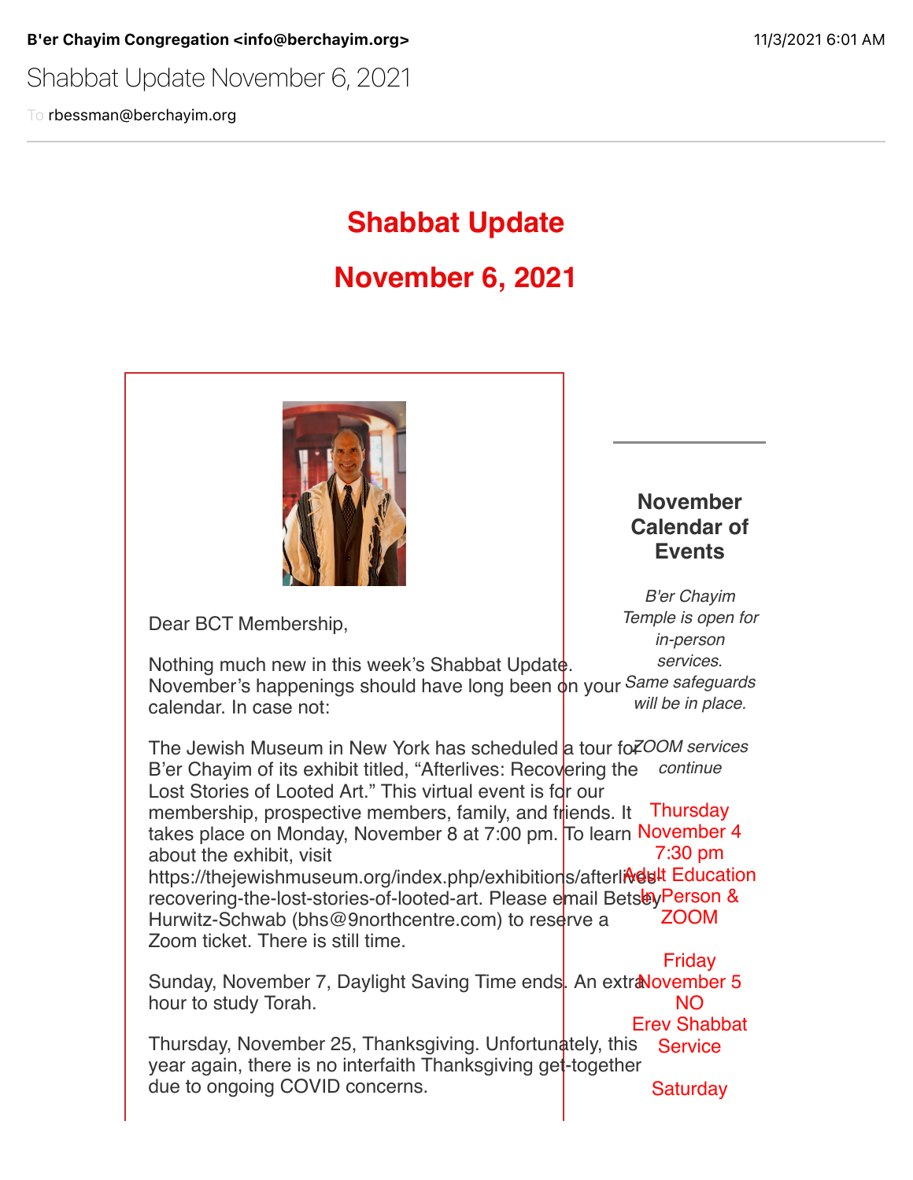**B'er Chayim Congregation <info@berchayim.org>** 11/3/2021 6:01 AM

Shabbat Update November 6, 2021

To rbessman@berchayim.org

# Shabbat Update

# November 6, 2021

Dear BCT Membership,

Nothing much new in this week's Shabbat Update. November's happenings should have long been on your calendar. In case not:

The Jewish Museum in New York has scheduled a tour for B'er Chayim of its exhibit titled, "Afterlives: Recovering the Lost Stories of Looted Art." This virtual event is for our membership, prospective members, family, and friends. It takes place on Monday, November 8 at 7:00 pm. To learn about the exhibit, visit https://thejewishmuseum.org/index.php/exhibitions/afterlives-recovering-the-lost-stories-of-looted-art. Please email Betsey Hurwitz-Schwab (bhs@9northcentre.com) to reserve a Zoom ticket. There is still time.

Sunday, November 7, Daylight Saving Time ends. An extra hour to study Torah.

Thursday, November 25, Thanksgiving. Unfortunately, this year again, there is no interfaith Thanksgiving get-together due to ongoing COVID concerns.

## November Calendar of Events

*B'er Chayim Temple is open for in-person services. Same safeguards will be in place.*

*ZOOM services continue*

Thursday
November 4
7:30 pm
Adult Education
In Person &
ZOOM

Friday
November 5
NO
Erev Shabbat
Service

Saturday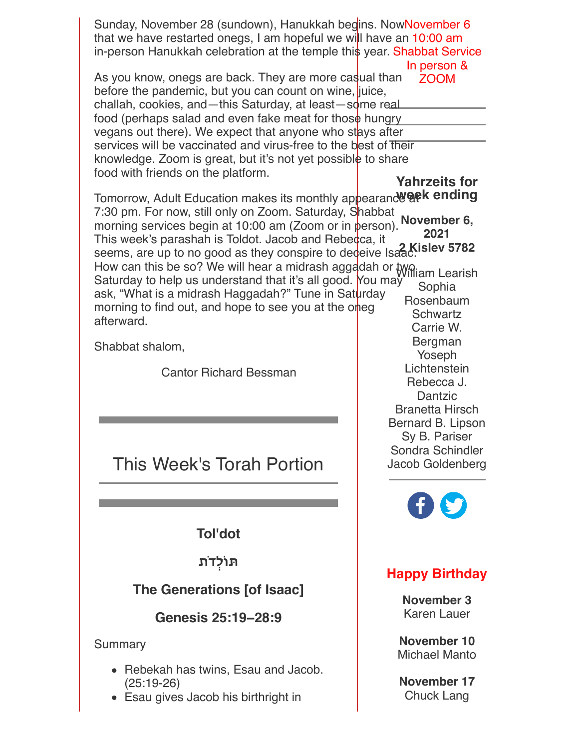Sunday, November 28 (sundown), Hanukkah begins. Now that we have restarted onegs, I am hopeful we will have an in-person Hanukkah celebration at the temple this year.

As you know, onegs are back. They are more casual than before the pandemic, but you can count on wine, juice, challah, cookies, and—this Saturday, at least—some real food (perhaps salad and even fake meat for those hungry vegans out there). We expect that anyone who stays after services will be vaccinated and virus-free to the best of their knowledge. Zoom is great, but it's not yet possible to share food with friends on the platform.

Tomorrow, Adult Education makes its monthly appearance at 7:30 pm. For now, still only on Zoom. Saturday, Shabbat morning services begin at 10:00 am (Zoom or in person). This week's parashah is Toldot. Jacob and Rebecca, it seems, are up to no good as they conspire to deceive Isaac. How can this be so? We will hear a midrash aggadah or two Saturday to help us understand that it's all good. You may ask, "What is a midrash Haggadah?" Tune in Saturday morning to find out, and hope to see you at the oneg afterward.

Shabbat shalom,

Cantor Richard Bessman

---

## This Week's Torah Portion

---

**Tol'dot**

**תּוֹלְדֹת**

**The Generations [of Isaac]**

**Genesis 25:19–28:9**

Summary

- Rebekah has twins, Esau and Jacob. (25:19-26)
- Esau gives Jacob his birthright in

---

November 6
10:00 am
Shabbat Service
In person & ZOOM

---

### Yahrzeits for week ending

**November 6, 2021**
**2 Kislev 5782**

William Learish
Sophia Rosenbaum
Schwartz
Carrie W. Bergman
Yoseph Lichtenstein
Rebecca J. Dantzic
Branetta Hirsch
Bernard B. Lipson
Sy B. Pariser
Sondra Schindler
Jacob Goldenberg

---

### Happy Birthday

**November 3**
Karen Lauer

**November 10**
Michael Manto

**November 17**
Chuck Lang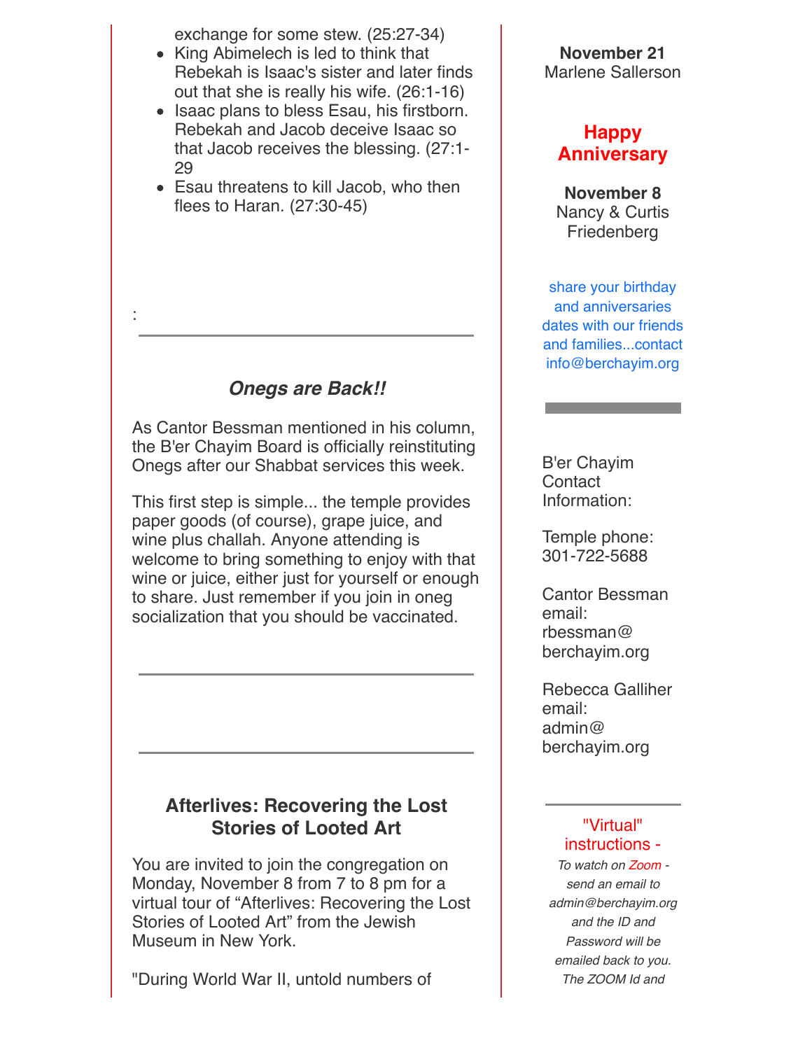exchange for some stew. (25:27-34)

- King Abimelech is led to think that Rebekah is Isaac's sister and later finds out that she is really his wife. (26:1-16)
- Isaac plans to bless Esau, his firstborn. Rebekah and Jacob deceive Isaac so that Jacob receives the blessing. (27:1-29
- Esau threatens to kill Jacob, who then flees to Haran. (27:30-45)

:

---

### *Onegs are Back!!*

As Cantor Bessman mentioned in his column, the B'er Chayim Board is officially reinstituting Onegs after our Shabbat services this week.

This first step is simple... the temple provides paper goods (of course), grape juice, and wine plus challah. Anyone attending is welcome to bring something to enjoy with that wine or juice, either just for yourself or enough to share. Just remember if you join in oneg socialization that you should be vaccinated.

---

---

### Afterlives: Recovering the Lost Stories of Looted Art

You are invited to join the congregation on Monday, November 8 from 7 to 8 pm for a virtual tour of “Afterlives: Recovering the Lost Stories of Looted Art” from the Jewish Museum in New York.

"During World War II, untold numbers of

**November 21**
Marlene Sallerson

## Happy Anniversary

**November 8**
Nancy & Curtis Friedenberg

share your birthday and anniversaries dates with our friends and families...contact info@berchayim.org

---

B'er Chayim Contact Information:

Temple phone: 301-722-5688

Cantor Bessman email: rbessman@berchayim.org

Rebecca Galliher email: admin@berchayim.org

---

"Virtual" instructions -

*To watch on Zoom - send an email to admin@berchayim.org and the ID and Password will be emailed back to you. The ZOOM Id and*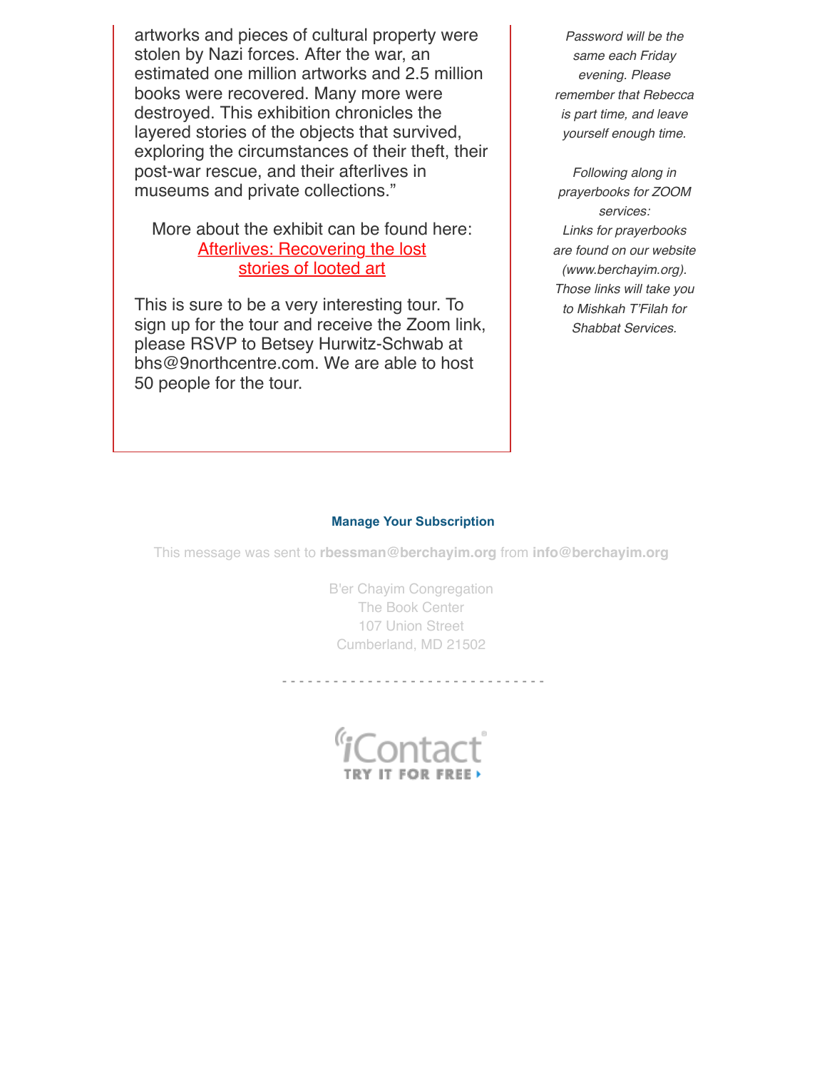artworks and pieces of cultural property were stolen by Nazi forces. After the war, an estimated one million artworks and 2.5 million books were recovered. Many more were destroyed. This exhibition chronicles the layered stories of the objects that survived, exploring the circumstances of their theft, their post-war rescue, and their afterlives in museums and private collections."

More about the exhibit can be found here: Afterlives: Recovering the lost stories of looted art

This is sure to be a very interesting tour. To sign up for the tour and receive the Zoom link, please RSVP to Betsey Hurwitz-Schwab at bhs@9northcentre.com. We are able to host 50 people for the tour.

*Password will be the same each Friday evening. Please remember that Rebecca is part time, and leave yourself enough time.*

*Following along in prayerbooks for ZOOM services:*
*Links for prayerbooks are found on our website (www.berchayim.org). Those links will take you to Mishkah T'Filah for Shabbat Services.*

**Manage Your Subscription**

This message was sent to **rbessman@berchayim.org** from **info@berchayim.org**

B'er Chayim Congregation
The Book Center
107 Union Street
Cumberland, MD 21502

- - - - - - - - - - - - - - - - - - - - - - - - - - - - - -

iContact
TRY IT FOR FREE